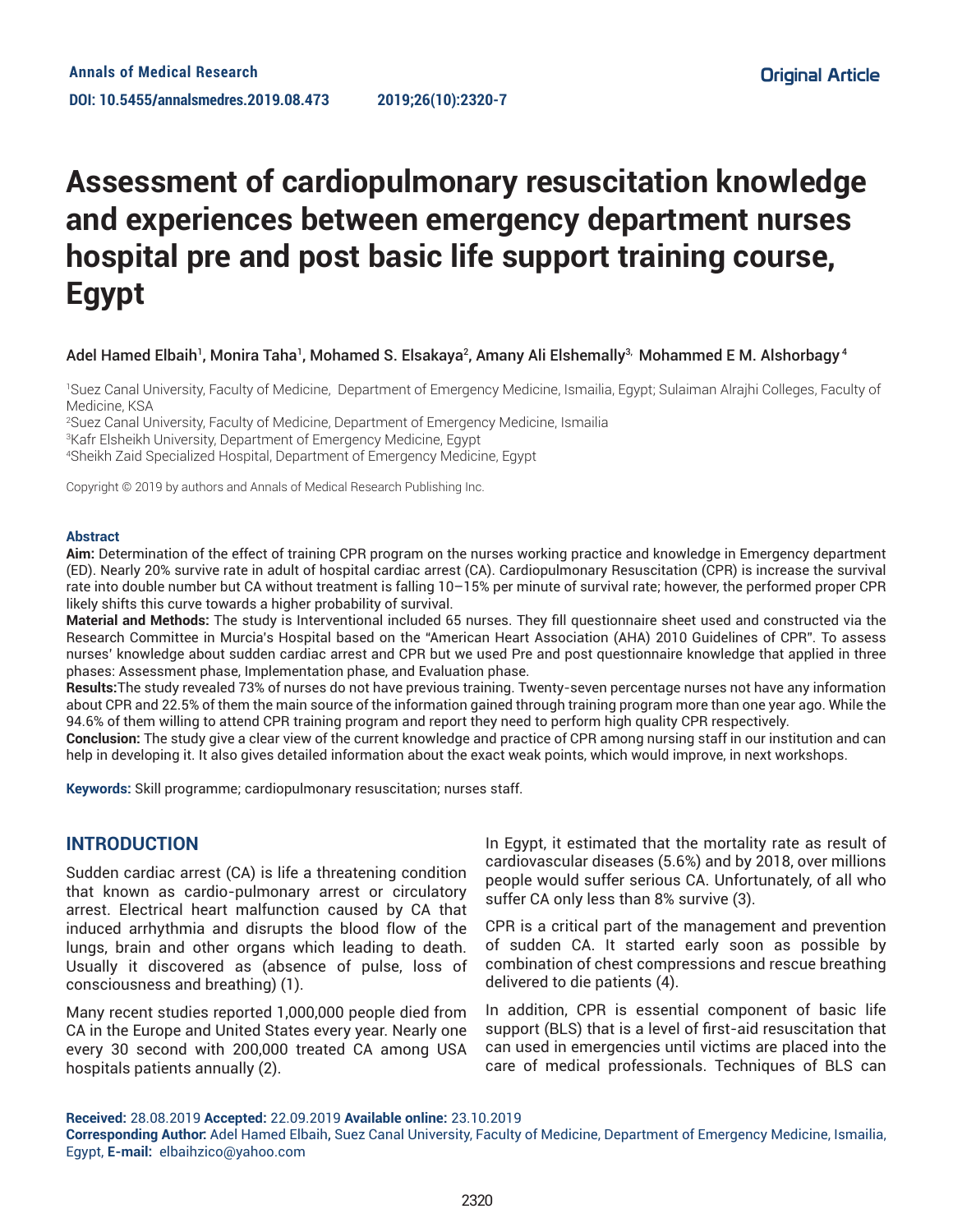Annals of Medical Research

DOI: 10.5455/annalsmedres.2019.08.473

Original Article

# Assessment of cardiopulmonary resuscitation knowledge and experiences between emergency department nurses hospital pre and post basic life support training course, Egypt

**Adel Hamed Elbaih[1], Monira Taha[1], Mohamed S. Elsakaya[2], Amany Ali Elshemally[3], Mohammed E M. Alshorbagy[4]**

[1]Suez Canal University, Faculty of Medicine, Department of Emergency Medicine, Ismailia, Egypt; Sulaiman Alrajhi Colleges, Faculty of Medicine, KSA

[2]Suez Canal University, Faculty of Medicine, Department of Emergency Medicine, Ismailia

[3]Kafr Elsheikh University, Department of Emergency Medicine, Egypt

[4]Sheikh Zaid Specialized Hospital, Department of Emergency Medicine, Egypt

Copyright © 2019 by authors and Annals of Medical Research Publishing Inc.

## Abstract

**Aim:** Determination of the effect of training CPR program on the nurses working practice and knowledge in Emergency department (ED). Nearly 20% survive rate in adult of hospital cardiac arrest (CA). Cardiopulmonary Resuscitation (CPR) is increase the survival rate into double number but CA without treatment is falling 10–15% per minute of survival rate; however, the performed proper CPR likely shifts this curve towards a higher probability of survival.

**Material and Methods:** The study is Interventional included 65 nurses. They fill questionnaire sheet used and constructed via the Research Committee in Murcia's Hospital based on the "American Heart Association (AHA) 2010 Guidelines of CPR". To assess nurses' knowledge about sudden cardiac arrest and CPR but we used Pre and post questionnaire knowledge that applied in three phases: Assessment phase, Implementation phase, and Evaluation phase.

**Results:** The study revealed 73% of nurses do not have previous training. Twenty-seven percentage nurses not have any information about CPR and 22.5% of them the main source of the information gained through training program more than one year ago. While the 94.6% of them willing to attend CPR training program and report they need to perform high quality CPR respectively.

**Conclusion:** The study give a clear view of the current knowledge and practice of CPR among nursing staff in our institution and can help in developing it. It also gives detailed information about the exact weak points, which would improve, in next workshops.

**Keywords:** Skill programme; cardiopulmonary resuscitation; nurses staff.

## INTRODUCTION

Sudden cardiac arrest (CA) is life a threatening condition that known as cardio-pulmonary arrest or circulatory arrest. Electrical heart malfunction caused by CA that induced arrhythmia and disrupts the blood flow of the lungs, brain and other organs which leading to death. Usually it discovered as (absence of pulse, loss of consciousness and breathing) (1).

Many recent studies reported 1,000,000 people died from CA in the Europe and United States every year. Nearly one every 30 second with 200,000 treated CA among USA hospitals patients annually (2).

In Egypt, it estimated that the mortality rate as result of cardiovascular diseases (5.6%) and by 2018, over millions people would suffer serious CA. Unfortunately, of all who suffer CA only less than 8% survive (3).

CPR is a critical part of the management and prevention of sudden CA. It started early soon as possible by combination of chest compressions and rescue breathing delivered to die patients (4).

In addition, CPR is essential component of basic life support (BLS) that is a level of first-aid resuscitation that can used in emergencies until victims are placed into the care of medical professionals. Techniques of BLS can

**Received:** 28.08.2019 **Accepted:** 22.09.2019 **Available online:** 23.10.2019

**Corresponding Author:** Adel Hamed Elbaih, Suez Canal University, Faculty of Medicine, Department of Emergency Medicine, Ismailia, Egypt, **E-mail:** elbaihzico@yahoo.com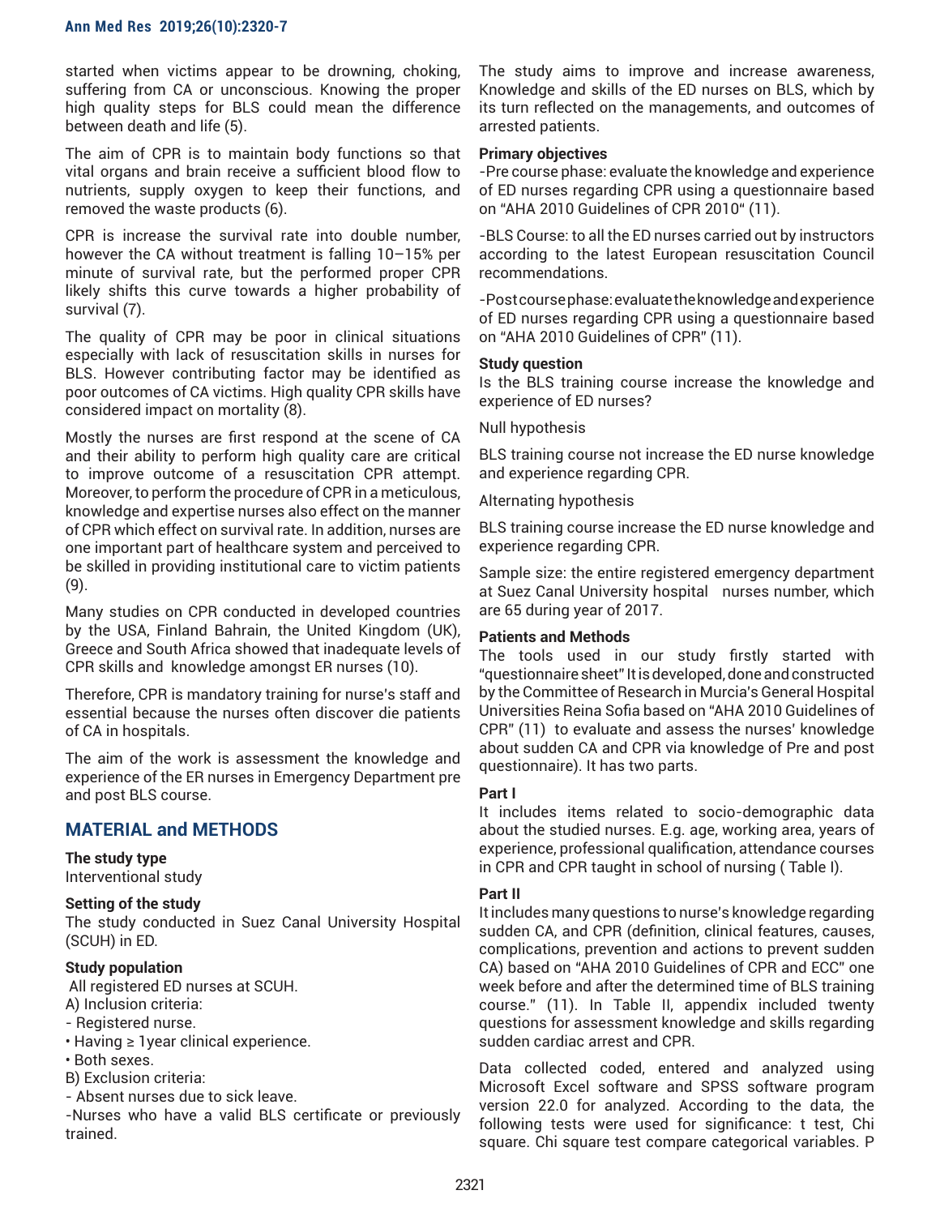started when victims appear to be drowning, choking, suffering from CA or unconscious. Knowing the proper high quality steps for BLS could mean the difference between death and life (5).

The aim of CPR is to maintain body functions so that vital organs and brain receive a sufficient blood flow to nutrients, supply oxygen to keep their functions, and removed the waste products (6).

CPR is increase the survival rate into double number, however the CA without treatment is falling 10–15% per minute of survival rate, but the performed proper CPR likely shifts this curve towards a higher probability of survival (7).

The quality of CPR may be poor in clinical situations especially with lack of resuscitation skills in nurses for BLS. However contributing factor may be identified as poor outcomes of CA victims. High quality CPR skills have considered impact on mortality (8).

Mostly the nurses are first respond at the scene of CA and their ability to perform high quality care are critical to improve outcome of a resuscitation CPR attempt. Moreover, to perform the procedure of CPR in a meticulous, knowledge and expertise nurses also effect on the manner of CPR which effect on survival rate. In addition, nurses are one important part of healthcare system and perceived to be skilled in providing institutional care to victim patients (9).

Many studies on CPR conducted in developed countries by the USA, Finland Bahrain, the United Kingdom (UK), Greece and South Africa showed that inadequate levels of CPR skills and knowledge amongst ER nurses (10).

Therefore, CPR is mandatory training for nurse's staff and essential because the nurses often discover die patients of CA in hospitals.

The aim of the work is assessment the knowledge and experience of the ER nurses in Emergency Department pre and post BLS course.

## MATERIAL and METHODS

**The study type**
Interventional study

**Setting of the study**
The study conducted in Suez Canal University Hospital (SCUH) in ED.

**Study population**
All registered ED nurses at SCUH.
A) Inclusion criteria:
- Registered nurse.
• Having ≥ 1year clinical experience.
• Both sexes.
B) Exclusion criteria:
- Absent nurses due to sick leave.
-Nurses who have a valid BLS certificate or previously trained.

The study aims to improve and increase awareness, Knowledge and skills of the ED nurses on BLS, which by its turn reflected on the managements, and outcomes of arrested patients.

**Primary objectives**
-Pre course phase: evaluate the knowledge and experience of ED nurses regarding CPR using a questionnaire based on "AHA 2010 Guidelines of CPR 2010" (11).

-BLS Course: to all the ED nurses carried out by instructors according to the latest European resuscitation Council recommendations.

-Post course phase: evaluate the knowledge and experience of ED nurses regarding CPR using a questionnaire based on "AHA 2010 Guidelines of CPR" (11).

**Study question**
Is the BLS training course increase the knowledge and experience of ED nurses?

Null hypothesis

BLS training course not increase the ED nurse knowledge and experience regarding CPR.

Alternating hypothesis

BLS training course increase the ED nurse knowledge and experience regarding CPR.

Sample size: the entire registered emergency department at Suez Canal University hospital nurses number, which are 65 during year of 2017.

**Patients and Methods**
The tools used in our study firstly started with "questionnaire sheet" It is developed, done and constructed by the Committee of Research in Murcia's General Hospital Universities Reina Sofia based on "AHA 2010 Guidelines of CPR" (11) to evaluate and assess the nurses' knowledge about sudden CA and CPR via knowledge of Pre and post questionnaire). It has two parts.

**Part I**
It includes items related to socio-demographic data about the studied nurses. E.g. age, working area, years of experience, professional qualification, attendance courses in CPR and CPR taught in school of nursing ( Table I).

**Part II**
It includes many questions to nurse's knowledge regarding sudden CA, and CPR (definition, clinical features, causes, complications, prevention and actions to prevent sudden CA) based on "AHA 2010 Guidelines of CPR and ECC" one week before and after the determined time of BLS training course." (11). In Table II, appendix included twenty questions for assessment knowledge and skills regarding sudden cardiac arrest and CPR.

Data collected coded, entered and analyzed using Microsoft Excel software and SPSS software program version 22.0 for analyzed. According to the data, the following tests were used for significance: t test, Chi square. Chi square test compare categorical variables. P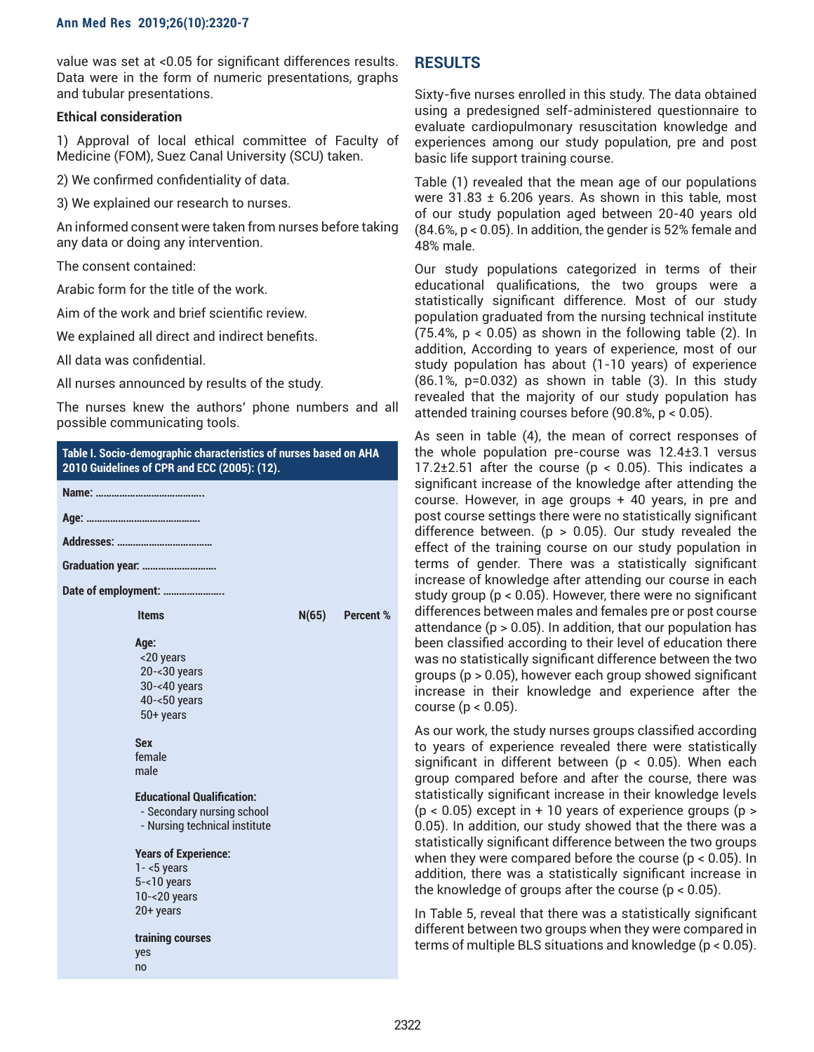value was set at <0.05 for significant differences results. Data were in the form of numeric presentations, graphs and tubular presentations.

**Ethical consideration**

1) Approval of local ethical committee of Faculty of Medicine (FOM), Suez Canal University (SCU) taken.

2) We confirmed confidentiality of data.

3) We explained our research to nurses.

An informed consent were taken from nurses before taking any data or doing any intervention.

The consent contained:

Arabic form for the title of the work.

Aim of the work and brief scientific review.

We explained all direct and indirect benefits.

All data was confidential.

All nurses announced by results of the study.

The nurses knew the authors' phone numbers and all possible communicating tools.

**Table I. Socio-demographic characteristics of nurses based on AHA 2010 Guidelines of CPR and ECC (2005): (12).**

**Name:** .........................................

**Age:** ...........................................

**Addresses:** ....................................

**Graduation year:** ............................

**Date of employment:** .......................

| Items | N(65) | Percent % |
|---|---|---|
| **Age:** | | |
| <20 years | | |
| 20-<30 years | | |
| 30-<40 years | | |
| 40-<50 years | | |
| 50+ years | | |
| **Sex** | | |
| female | | |
| male | | |
| **Educational Qualification:** | | |
| - Secondary nursing school | | |
| - Nursing technical institute | | |
| **Years of Experience:** | | |
| 1- <5 years | | |
| 5-<10 years | | |
| 10-<20 years | | |
| 20+ years | | |
| **training courses** | | |
| yes | | |
| no | | |

## RESULTS

Sixty-five nurses enrolled in this study. The data obtained using a predesigned self-administered questionnaire to evaluate cardiopulmonary resuscitation knowledge and experiences among our study population, pre and post basic life support training course.

Table (1) revealed that the mean age of our populations were 31.83 ± 6.206 years. As shown in this table, most of our study population aged between 20-40 years old (84.6%, $p < 0.05$). In addition, the gender is 52% female and 48% male.

Our study populations categorized in terms of their educational qualifications, the two groups were a statistically significant difference. Most of our study population graduated from the nursing technical institute (75.4%, $p < 0.05$) as shown in the following table (2). In addition, According to years of experience, most of our study population has about (1-10 years) of experience (86.1%, $p=0.032$) as shown in table (3). In this study revealed that the majority of our study population has attended training courses before (90.8%, $p < 0.05$).

As seen in table (4), the mean of correct responses of the whole population pre-course was 12.4±3.1 versus 17.2±2.51 after the course ($p < 0.05$). This indicates a significant increase of the knowledge after attending the course. However, in age groups + 40 years, in pre and post course settings there were no statistically significant difference between. ($p > 0.05$). Our study revealed the effect of the training course on our study population in terms of gender. There was a statistically significant increase of knowledge after attending our course in each study group ($p < 0.05$). However, there were no significant differences between males and females pre or post course attendance ($p > 0.05$). In addition, that our population has been classified according to their level of education there was no statistically significant difference between the two groups ($p > 0.05$), however each group showed significant increase in their knowledge and experience after the course ($p < 0.05$).

As our work, the study nurses groups classified according to years of experience revealed there were statistically significant in different between ($p < 0.05$). When each group compared before and after the course, there was statistically significant increase in their knowledge levels ($p < 0.05$) except in + 10 years of experience groups ($p > 0.05$). In addition, our study showed that the there was a statistically significant difference between the two groups when they were compared before the course ($p < 0.05$). In addition, there was a statistically significant increase in the knowledge of groups after the course ($p < 0.05$).

In Table 5, reveal that there was a statistically significant different between two groups when they were compared in terms of multiple BLS situations and knowledge ($p < 0.05$).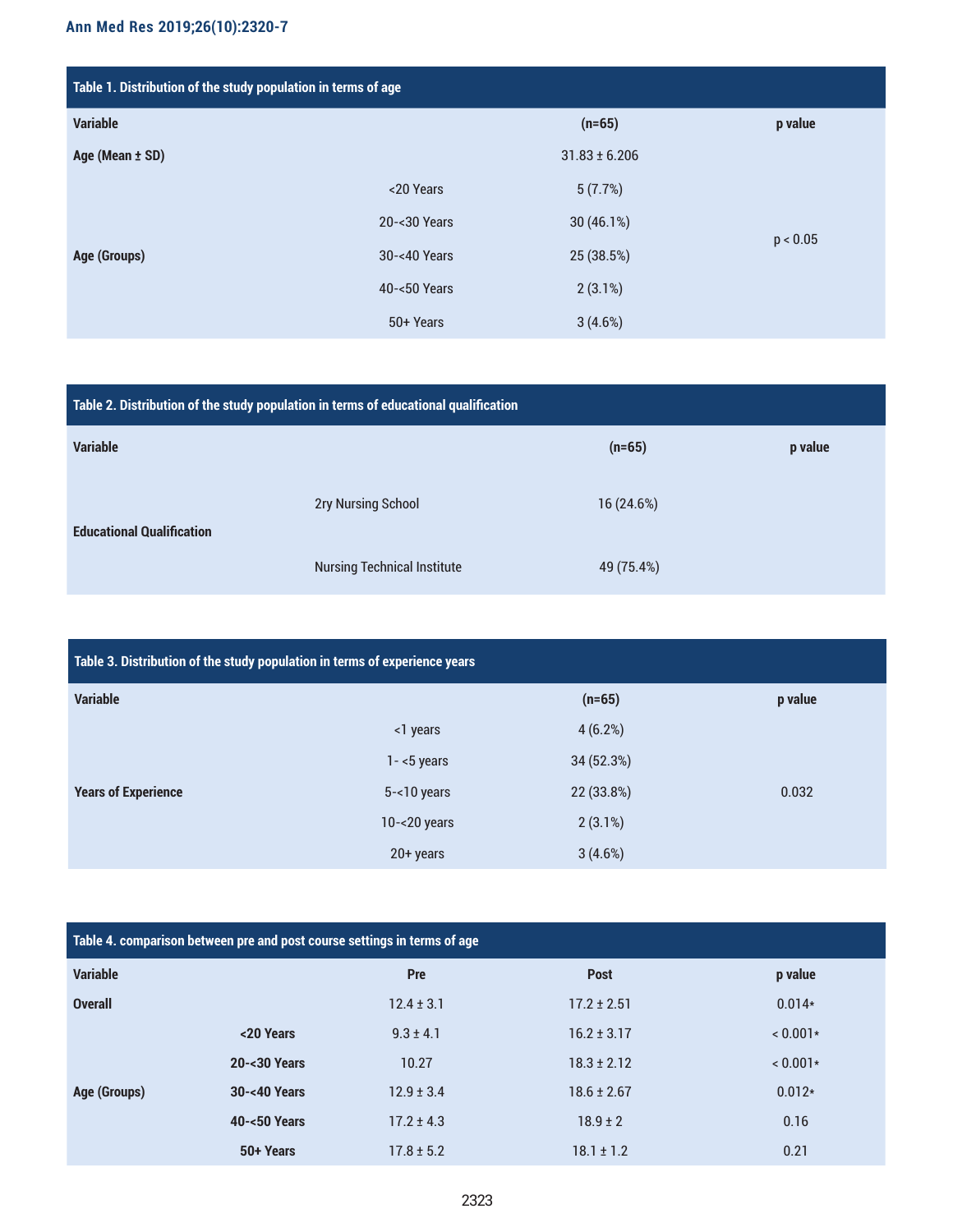**Table 1. Distribution of the study population in terms of age**

| Variable | | (n=65) | p value |
|---|---|---|---|
| Age (Mean ± SD) | | 31.83 ± 6.206 | |
| Age (Groups) | <20 Years | 5 (7.7%) | p < 0.05 |
| | 20-<30 Years | 30 (46.1%) | |
| | 30-<40 Years | 25 (38.5%) | |
| | 40-<50 Years | 2 (3.1%) | |
| | 50+ Years | 3 (4.6%) | |

**Table 2. Distribution of the study population in terms of educational qualification**

| Variable | | (n=65) | p value |
|---|---|---|---|
| Educational Qualification | 2ry Nursing School | 16 (24.6%) | |
| | Nursing Technical Institute | 49 (75.4%) | |

**Table 3. Distribution of the study population in terms of experience years**

| Variable | | (n=65) | p value |
|---|---|---|---|
| Years of Experience | <1 years | 4 (6.2%) | 0.032 |
| | 1- <5 years | 34 (52.3%) | |
| | 5-<10 years | 22 (33.8%) | |
| | 10-<20 years | 2 (3.1%) | |
| | 20+ years | 3 (4.6%) | |

**Table 4. comparison between pre and post course settings in terms of age**

| Variable | | Pre | Post | p value |
|---|---|---|---|---|
| Overall | | 12.4 ± 3.1 | 17.2 ± 2.51 | 0.014* |
| Age (Groups) | <20 Years | 9.3 ± 4.1 | 16.2 ± 3.17 | < 0.001* |
| | 20-<30 Years | 10.27 | 18.3 ± 2.12 | < 0.001* |
| | 30-<40 Years | 12.9 ± 3.4 | 18.6 ± 2.67 | 0.012* |
| | 40-<50 Years | 17.2 ± 4.3 | 18.9 ± 2 | 0.16 |
| | 50+ Years | 17.8 ± 5.2 | 18.1 ± 1.2 | 0.21 |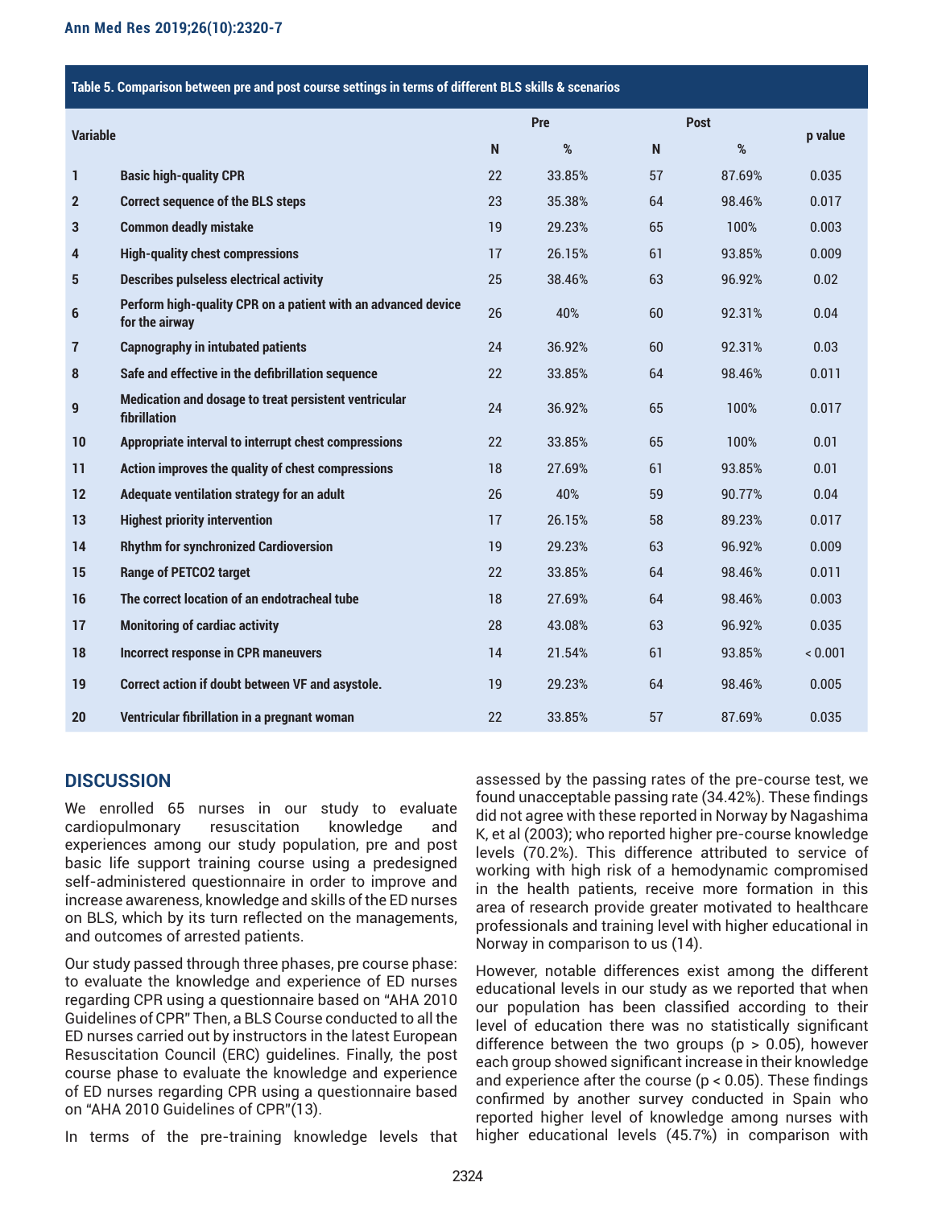**Table 5. Comparison between pre and post course settings in terms of different BLS skills & scenarios**

| Variable | | Pre | | Post | | p value |
|---|---|---|---|---|---|---|
| | | N | % | N | % | |
| 1 | Basic high-quality CPR | 22 | 33.85% | 57 | 87.69% | 0.035 |
| 2 | Correct sequence of the BLS steps | 23 | 35.38% | 64 | 98.46% | 0.017 |
| 3 | Common deadly mistake | 19 | 29.23% | 65 | 100% | 0.003 |
| 4 | High-quality chest compressions | 17 | 26.15% | 61 | 93.85% | 0.009 |
| 5 | Describes pulseless electrical activity | 25 | 38.46% | 63 | 96.92% | 0.02 |
| 6 | Perform high-quality CPR on a patient with an advanced device for the airway | 26 | 40% | 60 | 92.31% | 0.04 |
| 7 | Capnography in intubated patients | 24 | 36.92% | 60 | 92.31% | 0.03 |
| 8 | Safe and effective in the defibrillation sequence | 22 | 33.85% | 64 | 98.46% | 0.011 |
| 9 | Medication and dosage to treat persistent ventricular fibrillation | 24 | 36.92% | 65 | 100% | 0.017 |
| 10 | Appropriate interval to interrupt chest compressions | 22 | 33.85% | 65 | 100% | 0.01 |
| 11 | Action improves the quality of chest compressions | 18 | 27.69% | 61 | 93.85% | 0.01 |
| 12 | Adequate ventilation strategy for an adult | 26 | 40% | 59 | 90.77% | 0.04 |
| 13 | Highest priority intervention | 17 | 26.15% | 58 | 89.23% | 0.017 |
| 14 | Rhythm for synchronized Cardioversion | 19 | 29.23% | 63 | 96.92% | 0.009 |
| 15 | Range of PETCO2 target | 22 | 33.85% | 64 | 98.46% | 0.011 |
| 16 | The correct location of an endotracheal tube | 18 | 27.69% | 64 | 98.46% | 0.003 |
| 17 | Monitoring of cardiac activity | 28 | 43.08% | 63 | 96.92% | 0.035 |
| 18 | Incorrect response in CPR maneuvers | 14 | 21.54% | 61 | 93.85% | < 0.001 |
| 19 | Correct action if doubt between VF and asystole. | 19 | 29.23% | 64 | 98.46% | 0.005 |
| 20 | Ventricular fibrillation in a pregnant woman | 22 | 33.85% | 57 | 87.69% | 0.035 |

## DISCUSSION

We enrolled 65 nurses in our study to evaluate cardiopulmonary resuscitation knowledge and experiences among our study population, pre and post basic life support training course using a predesigned self-administered questionnaire in order to improve and increase awareness, knowledge and skills of the ED nurses on BLS, which by its turn reflected on the managements, and outcomes of arrested patients.

Our study passed through three phases, pre course phase: to evaluate the knowledge and experience of ED nurses regarding CPR using a questionnaire based on "AHA 2010 Guidelines of CPR" Then, a BLS Course conducted to all the ED nurses carried out by instructors in the latest European Resuscitation Council (ERC) guidelines. Finally, the post course phase to evaluate the knowledge and experience of ED nurses regarding CPR using a questionnaire based on "AHA 2010 Guidelines of CPR"(13).

In terms of the pre-training knowledge levels that assessed by the passing rates of the pre-course test, we found unacceptable passing rate (34.42%). These findings did not agree with these reported in Norway by Nagashima K, et al (2003); who reported higher pre-course knowledge levels (70.2%). This difference attributed to service of working with high risk of a hemodynamic compromised in the health patients, receive more formation in this area of research provide greater motivated to healthcare professionals and training level with higher educational in Norway in comparison to us (14).

However, notable differences exist among the different educational levels in our study as we reported that when our population has been classified according to their level of education there was no statistically significant difference between the two groups ($p > 0.05$), however each group showed significant increase in their knowledge and experience after the course ($p < 0.05$). These findings confirmed by another survey conducted in Spain who reported higher level of knowledge among nurses with higher educational levels (45.7%) in comparison with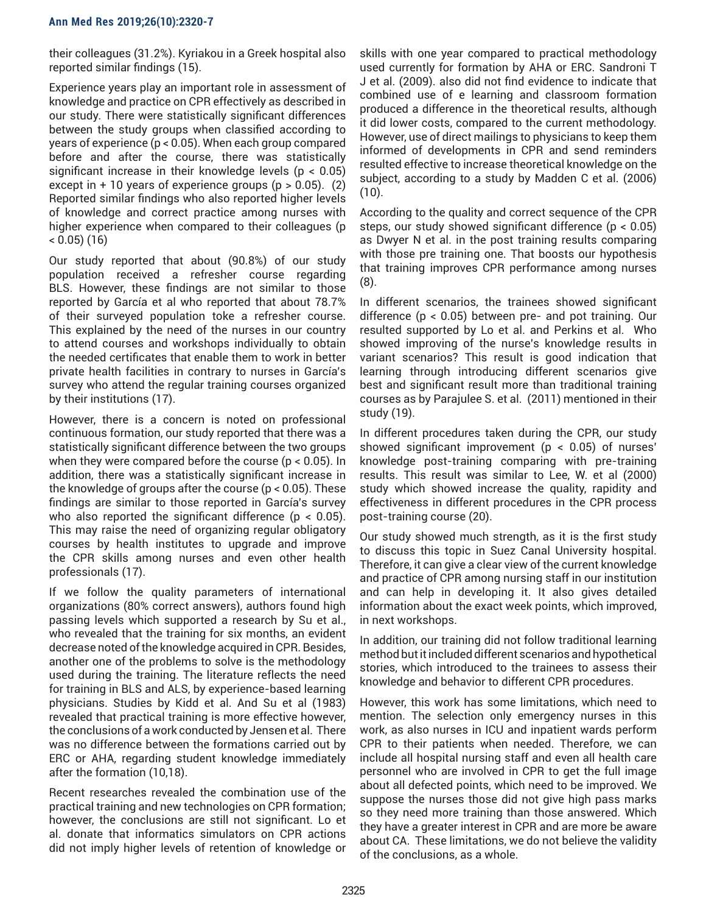their colleagues (31.2%). Kyriakou in a Greek hospital also reported similar findings (15).

Experience years play an important role in assessment of knowledge and practice on CPR effectively as described in our study. There were statistically significant differences between the study groups when classified according to years of experience ($p < 0.05$). When each group compared before and after the course, there was statistically significant increase in their knowledge levels ($p < 0.05$) except in + 10 years of experience groups ($p > 0.05$). (2) Reported similar findings who also reported higher levels of knowledge and correct practice among nurses with higher experience when compared to their colleagues ($p < 0.05$) (16)

Our study reported that about (90.8%) of our study population received a refresher course regarding BLS. However, these findings are not similar to those reported by García et al who reported that about 78.7% of their surveyed population toke a refresher course. This explained by the need of the nurses in our country to attend courses and workshops individually to obtain the needed certificates that enable them to work in better private health facilities in contrary to nurses in García's survey who attend the regular training courses organized by their institutions (17).

However, there is a concern is noted on professional continuous formation, our study reported that there was a statistically significant difference between the two groups when they were compared before the course ($p < 0.05$). In addition, there was a statistically significant increase in the knowledge of groups after the course ($p < 0.05$). These findings are similar to those reported in García's survey who also reported the significant difference ($p < 0.05$). This may raise the need of organizing regular obligatory courses by health institutes to upgrade and improve the CPR skills among nurses and even other health professionals (17).

If we follow the quality parameters of international organizations (80% correct answers), authors found high passing levels which supported a research by Su et al., who revealed that the training for six months, an evident decrease noted of the knowledge acquired in CPR. Besides, another one of the problems to solve is the methodology used during the training. The literature reflects the need for training in BLS and ALS, by experience-based learning physicians. Studies by Kidd et al. And Su et al (1983) revealed that practical training is more effective however, the conclusions of a work conducted by Jensen et al. There was no difference between the formations carried out by ERC or AHA, regarding student knowledge immediately after the formation (10,18).

Recent researches revealed the combination use of the practical training and new technologies on CPR formation; however, the conclusions are still not significant. Lo et al. donate that informatics simulators on CPR actions did not imply higher levels of retention of knowledge or skills with one year compared to practical methodology used currently for formation by AHA or ERC. Sandroni T J et al. (2009). also did not find evidence to indicate that combined use of e learning and classroom formation produced a difference in the theoretical results, although it did lower costs, compared to the current methodology. However, use of direct mailings to physicians to keep them informed of developments in CPR and send reminders resulted effective to increase theoretical knowledge on the subject, according to a study by Madden C et al. (2006) (10).

According to the quality and correct sequence of the CPR steps, our study showed significant difference ($p < 0.05$) as Dwyer N et al. in the post training results comparing with those pre training one. That boosts our hypothesis that training improves CPR performance among nurses (8).

In different scenarios, the trainees showed significant difference ($p < 0.05$) between pre- and pot training. Our resulted supported by Lo et al. and Perkins et al. Who showed improving of the nurse's knowledge results in variant scenarios? This result is good indication that learning through introducing different scenarios give best and significant result more than traditional training courses as by Parajulee S. et al. (2011) mentioned in their study (19).

In different procedures taken during the CPR, our study showed significant improvement ($p < 0.05$) of nurses' knowledge post-training comparing with pre-training results. This result was similar to Lee, W. et al (2000) study which showed increase the quality, rapidity and effectiveness in different procedures in the CPR process post-training course (20).

Our study showed much strength, as it is the first study to discuss this topic in Suez Canal University hospital. Therefore, it can give a clear view of the current knowledge and practice of CPR among nursing staff in our institution and can help in developing it. It also gives detailed information about the exact week points, which improved, in next workshops.

In addition, our training did not follow traditional learning method but it included different scenarios and hypothetical stories, which introduced to the trainees to assess their knowledge and behavior to different CPR procedures.

However, this work has some limitations, which need to mention. The selection only emergency nurses in this work, as also nurses in ICU and inpatient wards perform CPR to their patients when needed. Therefore, we can include all hospital nursing staff and even all health care personnel who are involved in CPR to get the full image about all defected points, which need to be improved. We suppose the nurses those did not give high pass marks so they need more training than those answered. Which they have a greater interest in CPR and are more be aware about CA. These limitations, we do not believe the validity of the conclusions, as a whole.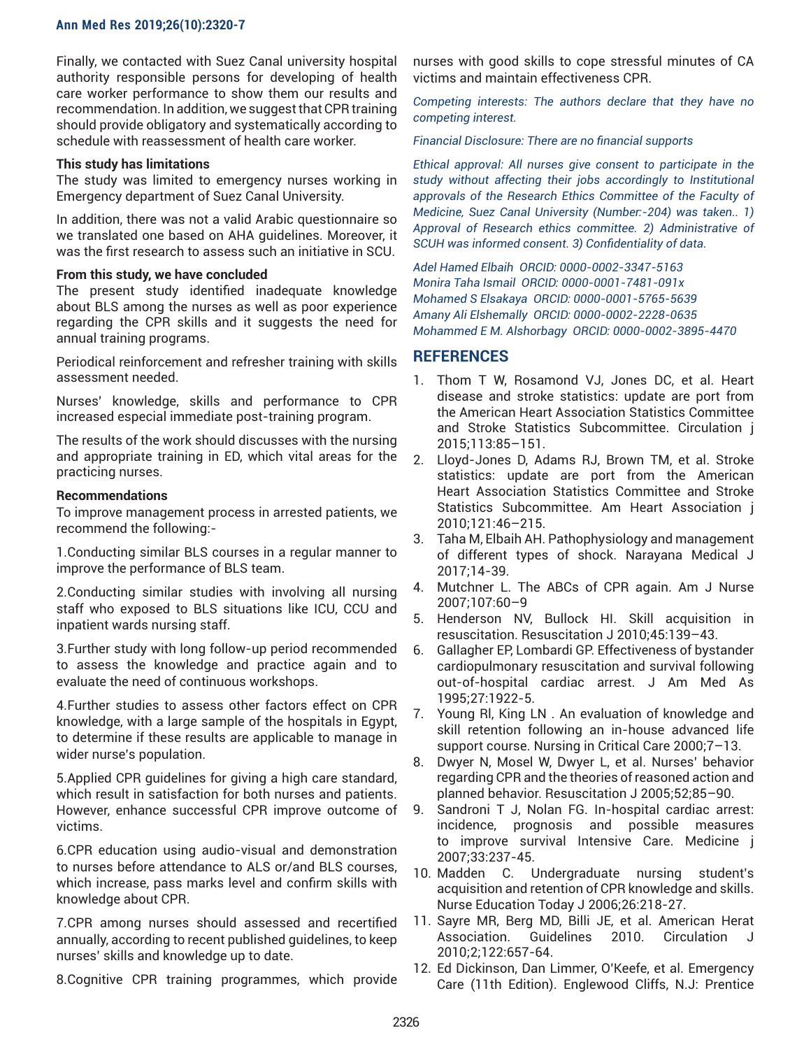Finally, we contacted with Suez Canal university hospital authority responsible persons for developing of health care worker performance to show them our results and recommendation. In addition, we suggest that CPR training should provide obligatory and systematically according to schedule with reassessment of health care worker.

**This study has limitations**

The study was limited to emergency nurses working in Emergency department of Suez Canal University.

In addition, there was not a valid Arabic questionnaire so we translated one based on AHA guidelines. Moreover, it was the first research to assess such an initiative in SCU.

**From this study, we have concluded**

The present study identified inadequate knowledge about BLS among the nurses as well as poor experience regarding the CPR skills and it suggests the need for annual training programs.

Periodical reinforcement and refresher training with skills assessment needed.

Nurses' knowledge, skills and performance to CPR increased especial immediate post-training program.

The results of the work should discusses with the nursing and appropriate training in ED, which vital areas for the practicing nurses.

**Recommendations**

To improve management process in arrested patients, we recommend the following:-

1.Conducting similar BLS courses in a regular manner to improve the performance of BLS team.

2.Conducting similar studies with involving all nursing staff who exposed to BLS situations like ICU, CCU and inpatient wards nursing staff.

3.Further study with long follow-up period recommended to assess the knowledge and practice again and to evaluate the need of continuous workshops.

4.Further studies to assess other factors effect on CPR knowledge, with a large sample of the hospitals in Egypt, to determine if these results are applicable to manage in wider nurse's population.

5.Applied CPR guidelines for giving a high care standard, which result in satisfaction for both nurses and patients. However, enhance successful CPR improve outcome of victims.

6.CPR education using audio-visual and demonstration to nurses before attendance to ALS or/and BLS courses, which increase, pass marks level and confirm skills with knowledge about CPR.

7.CPR among nurses should assessed and recertified annually, according to recent published guidelines, to keep nurses' skills and knowledge up to date.

8.Cognitive CPR training programmes, which provide nurses with good skills to cope stressful minutes of CA victims and maintain effectiveness CPR.

*Competing interests: The authors declare that they have no competing interest.*

*Financial Disclosure: There are no financial supports*

*Ethical approval: All nurses give consent to participate in the study without affecting their jobs accordingly to Institutional approvals of the Research Ethics Committee of the Faculty of Medicine, Suez Canal University (Number:-204) was taken.. 1) Approval of Research ethics committee. 2) Administrative of SCUH was informed consent. 3) Confidentiality of data.*

*Adel Hamed Elbaih ORCID: 0000-0002-3347-5163*
*Monira Taha Ismail ORCID: 0000-0001-7481-091x*
*Mohamed S Elsakaya ORCID: 0000-0001-5765-5639*
*Amany Ali Elshemally ORCID: 0000-0002-2228-0635*
*Mohammed E M. Alshorbagy ORCID: 0000-0002-3895-4470*

## REFERENCES

1. Thom T W, Rosamond VJ, Jones DC, et al. Heart disease and stroke statistics: update are port from the American Heart Association Statistics Committee and Stroke Statistics Subcommittee. Circulation j 2015;113:85–151.
2. Lloyd-Jones D, Adams RJ, Brown TM, et al. Stroke statistics: update are port from the American Heart Association Statistics Committee and Stroke Statistics Subcommittee. Am Heart Association j 2010;121:46–215.
3. Taha M, Elbaih AH. Pathophysiology and management of different types of shock. Narayana Medical J 2017;14-39.
4. Mutchner L. The ABCs of CPR again. Am J Nurse 2007;107:60–9
5. Henderson NV, Bullock HI. Skill acquisition in resuscitation. Resuscitation J 2010;45:139–43.
6. Gallagher EP, Lombardi GP. Effectiveness of bystander cardiopulmonary resuscitation and survival following out-of-hospital cardiac arrest. J Am Med As 1995;27:1922-5.
7. Young Rl, King LN . An evaluation of knowledge and skill retention following an in-house advanced life support course. Nursing in Critical Care 2000;7–13.
8. Dwyer N, Mosel W, Dwyer L, et al. Nurses' behavior regarding CPR and the theories of reasoned action and planned behavior. Resuscitation J 2005;52;85–90.
9. Sandroni T J, Nolan FG. In-hospital cardiac arrest: incidence, prognosis and possible measures to improve survival Intensive Care. Medicine j 2007;33:237-45.
10. Madden C. Undergraduate nursing student's acquisition and retention of CPR knowledge and skills. Nurse Education Today J 2006;26:218-27.
11. Sayre MR, Berg MD, Billi JE, et al. American Herat Association. Guidelines 2010. Circulation J 2010;2;122:657-64.
12. Ed Dickinson, Dan Limmer, O'Keefe, et al. Emergency Care (11th Edition). Englewood Cliffs, N.J: Prentice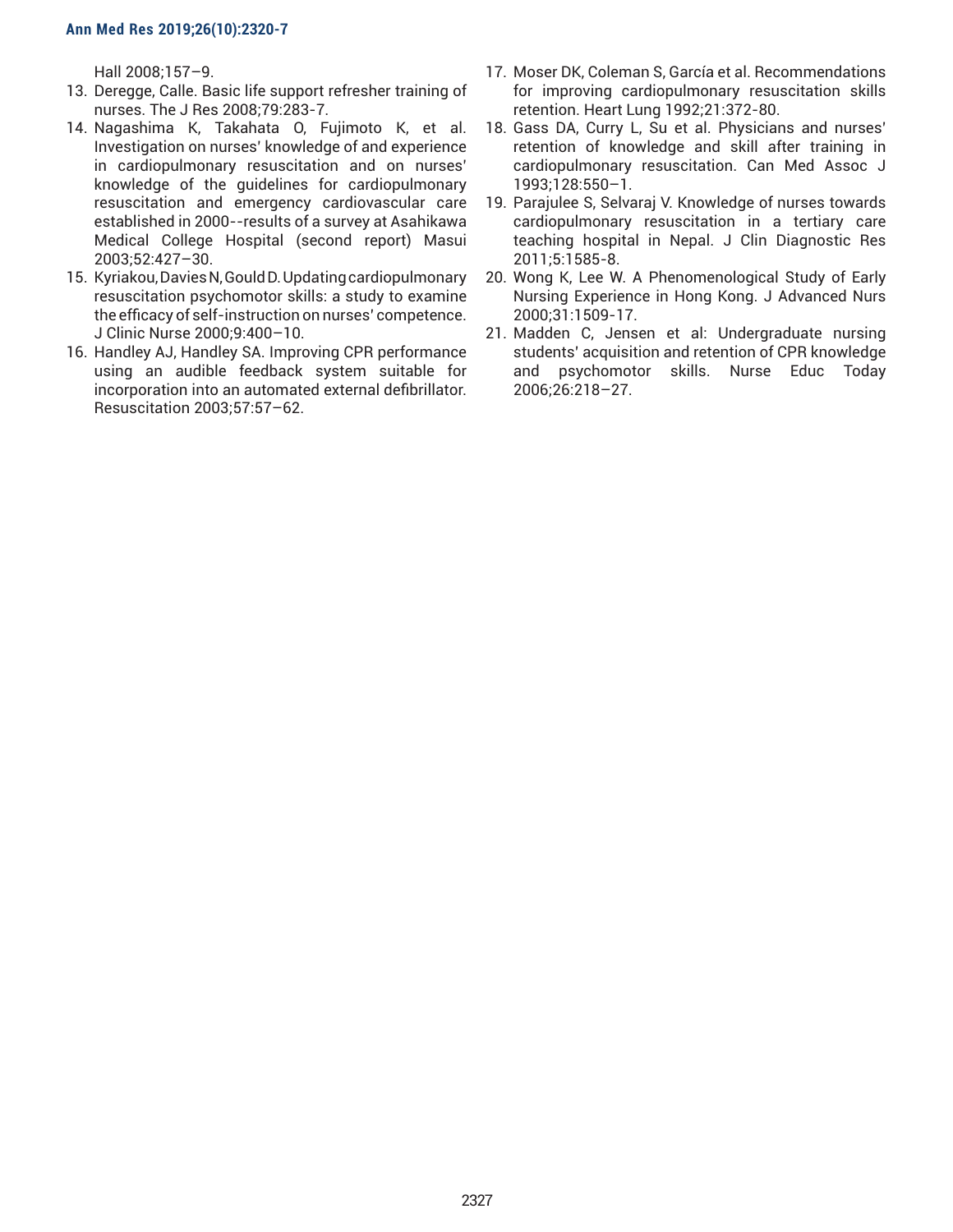Hall 2008;157–9.

13. Deregge, Calle. Basic life support refresher training of nurses. The J Res 2008;79:283-7.
14. Nagashima K, Takahata O, Fujimoto K, et al. Investigation on nurses' knowledge of and experience in cardiopulmonary resuscitation and on nurses' knowledge of the guidelines for cardiopulmonary resuscitation and emergency cardiovascular care established in 2000--results of a survey at Asahikawa Medical College Hospital (second report) Masui 2003;52:427–30.
15. Kyriakou, Davies N, Gould D. Updating cardiopulmonary resuscitation psychomotor skills: a study to examine the efficacy of self-instruction on nurses' competence. J Clinic Nurse 2000;9:400–10.
16. Handley AJ, Handley SA. Improving CPR performance using an audible feedback system suitable for incorporation into an automated external defibrillator. Resuscitation 2003;57:57–62.
17. Moser DK, Coleman S, García et al. Recommendations for improving cardiopulmonary resuscitation skills retention. Heart Lung 1992;21:372-80.
18. Gass DA, Curry L, Su et al. Physicians and nurses' retention of knowledge and skill after training in cardiopulmonary resuscitation. Can Med Assoc J 1993;128:550–1.
19. Parajulee S, Selvaraj V. Knowledge of nurses towards cardiopulmonary resuscitation in a tertiary care teaching hospital in Nepal. J Clin Diagnostic Res 2011;5:1585-8.
20. Wong K, Lee W. A Phenomenological Study of Early Nursing Experience in Hong Kong. J Advanced Nurs 2000;31:1509-17.
21. Madden C, Jensen et al: Undergraduate nursing students' acquisition and retention of CPR knowledge and psychomotor skills. Nurse Educ Today 2006;26:218–27.